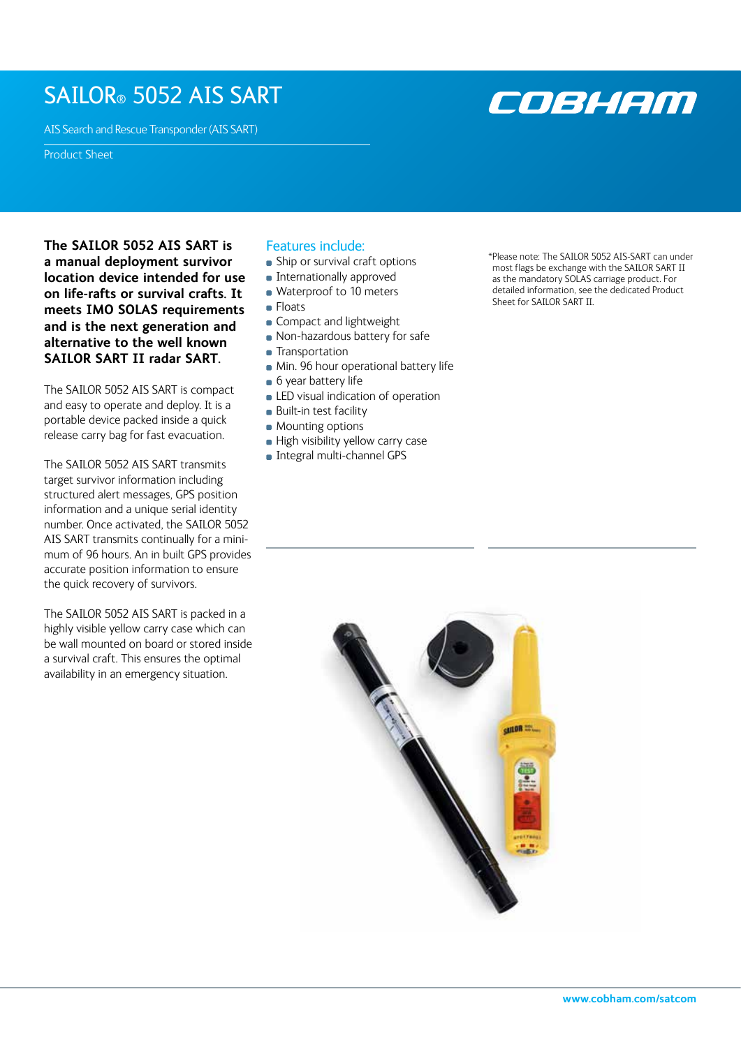# SAILOR® 5052 AIS SART

AIS Search and Rescue Transponder (AIS SART)

Product Sheet

**The SAILOR 5052 AIS SART is a manual deployment survivor location device intended for use on life-rafts or survival crafts. It meets IMO SOLAS requirements and is the next generation and alternative to the well known SAILOR SART II radar SART.**

The SAILOR 5052 AIS SART is compact and easy to operate and deploy. It is a portable device packed inside a quick release carry bag for fast evacuation.

The SAILOR 5052 AIS SART transmits target survivor information including structured alert messages, GPS position information and a unique serial identity number. Once activated, the SAILOR 5052 AIS SART transmits continually for a minimum of 96 hours. An in built GPS provides accurate position information to ensure the quick recovery of survivors.

The SAILOR 5052 AIS SART is packed in a highly visible yellow carry case which can be wall mounted on board or stored inside a survival craft. This ensures the optimal availability in an emergency situation.

## Features include:

- Ship or survival craft options
- Internationally approved
- Waterproof to 10 meters
- Floats
- Compact and lightweight
- Non-hazardous battery for safe
- Transportation
- Min. 96 hour operational battery life
- 6 year battery life
- LED visual indication of operation
- Built-in test facility
- Mounting options
- High visibility yellow carry case
- Integral multi-channel GPS

*Please note: The SAILOR 5052 AIS-SART can under most flags be exchange with the SAILOR SART II as the mandatory SOLAS carriage product. For detailed information, see the dedicated Product Sheet for SAILOR SART II.

www.cobham.com/satcom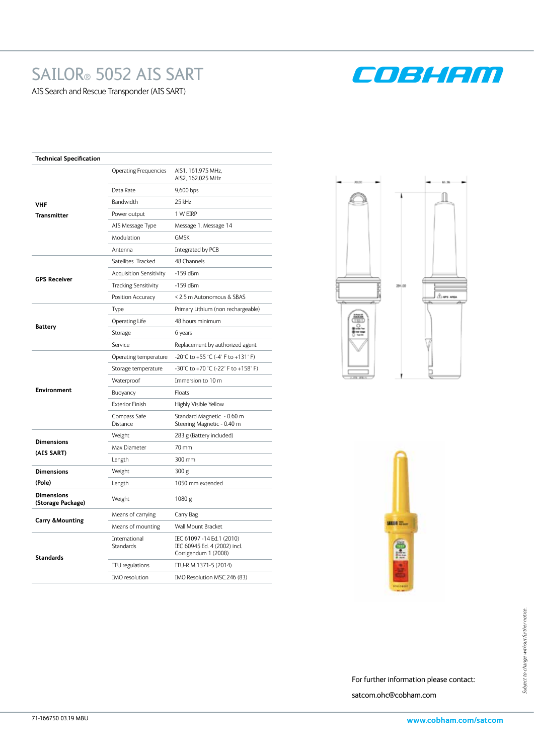# SAILOR® 5052 AIS SART

AIS Search and Rescue Transponder (AIS SART)

COBHAM

| Technical Specification | | |
|---|---|---|
| VHF Transmitter | Operating Frequencies | AIS1, 161.975 MHz, AIS2, 162.025 MHz |
| | Data Rate | 9,600 bps |
| | Bandwidth | 25 kHz |
| | Power output | 1 W EIRP |
| | AIS Message Type | Message 1, Message 14 |
| | Modulation | GMSK |
| | Antenna | Integrated by PCB |
| GPS Receiver | Satellites Tracked | 48 Channels |
| | Acquisition Sensitivity | -159 dBm |
| | Tracking Sensitivity | -159 dBm |
| | Position Accuracy | < 2.5 m Autonomous & SBAS |
| Battery | Type | Primary Lithium (non rechargeable) |
| | Operating Life | 48 hours minimum |
| | Storage | 6 years |
| | Service | Replacement by authorized agent |
| Environment | Operating temperature | -20˚C to +55 ˚C (-4˚ F to +131˚ F) |
| | Storage temperature | -30˚C to +70 ˚C (-22˚ F to +158˚ F) |
| | Waterproof | Immersion to 10 m |
| | Buoyancy | Floats |
| | Exterior Finish | Highly Visible Yellow |
| | Compass Safe Distance | Standard Magnetic - 0.60 m<br>Steering Magnetic - 0.40 m |
| Dimensions (AIS SART) | Weight | 283 g (Battery included) |
| | Max Diameter | 70 mm |
| | Length | 300 mm |
| Dimensions (Pole) | Weight | 300 g |
| | Length | 1050 mm extended |
| Dimensions (Storage Package) | Weight | 1080 g |
| Carry &Mounting | Means of carrying | Carry Bag |
| | Means of mounting | Wall Mount Bracket |
| Standards | International Standards | IEC 61097 -14 Ed.1 (2010)<br>IEC 60945 Ed. 4 (2002) incl. Corrigendum 1 (2008) |
| | ITU regulations | ITU-R M.1371-5 (2014) |
| | IMO resolution | IMO Resolution MSC.246 (83) |

For further information please contact:

satcom.ohc@cobham.com

*Subject to change without further notice.*

71-166750 03.19 MBU

www.cobham.com/satcom